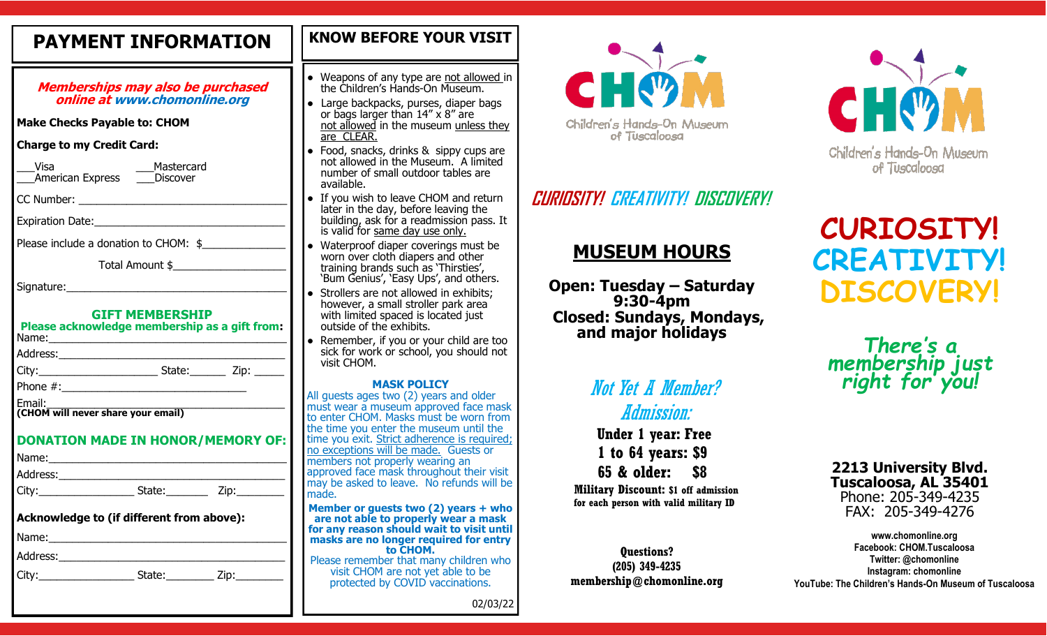# PAYMENT INFORMATION

***Memberships may also be purchased online at www.chomonline.org***

**Make Checks Payable to: CHOM**

**Charge to my Credit Card:**

___Visa ___Mastercard
___American Express ___Discover

CC Number: ___________________________________

Expiration Date:_______________________________

Please include a donation to CHOM: $_____________

Total Amount $__________________

Signature:______________________________________

### GIFT MEMBERSHIP

**Please acknowledge membership as a gift from:**

Name:__________________________________________

Address:________________________________________

City:____________________ State:______ Zip: _____

Phone #:_____________________________

Email:__________________________________________
**(CHOM will never share your email)**

### DONATION MADE IN HONOR/MEMORY OF:

Name:__________________________________________

Address:________________________________________

City:________________ State:_______ Zip:________

**Acknowledge to (if different from above):**

Name:__________________________________________

Address:________________________________________

City:________________ State:________ Zip:________

# KNOW BEFORE YOUR VISIT

- Weapons of any type are not allowed in the Children's Hands-On Museum.
- Large backpacks, purses, diaper bags or bags larger than 14" x 8" are not allowed in the museum unless they are CLEAR.
- Food, snacks, drinks & sippy cups are not allowed in the Museum. A limited number of small outdoor tables are available.
- If you wish to leave CHOM and return later in the day, before leaving the building, ask for a readmission pass. It is valid for same day use only.
- Waterproof diaper coverings must be worn over cloth diapers and other training brands such as 'Thirsties', 'Bum Genius', 'Easy Ups', and others.
- Strollers are not allowed in exhibits; however, a small stroller park area with limited spaced is located just outside of the exhibits.
- Remember, if you or your child are too sick for work or school, you should not visit CHOM.

**MASK POLICY**

All guests ages two (2) years and older must wear a museum approved face mask to enter CHOM. Masks must be worn from the time you enter the museum until the time you exit. Strict adherence is required; no exceptions will be made. Guests or members not properly wearing an approved face mask throughout their visit may be asked to leave. No refunds will be made.

**Member or guests two (2) years + who are not able to properly wear a mask for any reason should wait to visit until masks are no longer required for entry to CHOM.**

Please remember that many children who visit CHOM are not yet able to be protected by COVID vaccinations.

02/03/22

CHOM
Children's Hands-On Museum of Tuscaloosa

*CURIOSITY! CREATIVITY! DISCOVERY!*

## MUSEUM HOURS

**Open: Tuesday – Saturday 9:30-4pm**
**Closed: Sundays, Mondays, and major holidays**

## *Not Yet A Member? Admission:*

**Under 1 year: Free**
**1 to 64 years: $9**
**65 & older: $8**
**Military Discount: $1 off admission for each person with valid military ID**

**Questions?**
**(205) 349-4235**
**membership@chomonline.org**

CHOM
Children's Hands-On Museum of Tuscaloosa

# CURIOSITY! CREATIVITY! DISCOVERY!

***There's a membership just right for you!***

**2213 University Blvd.**
**Tuscaloosa, AL 35401**
Phone: 205-349-4235
FAX: 205-349-4276

**www.chomonline.org**
**Facebook: CHOM.Tuscaloosa**
**Twitter: @chomonline**
**Instagram: chomonline**
**YouTube: The Children's Hands-On Museum of Tuscaloosa**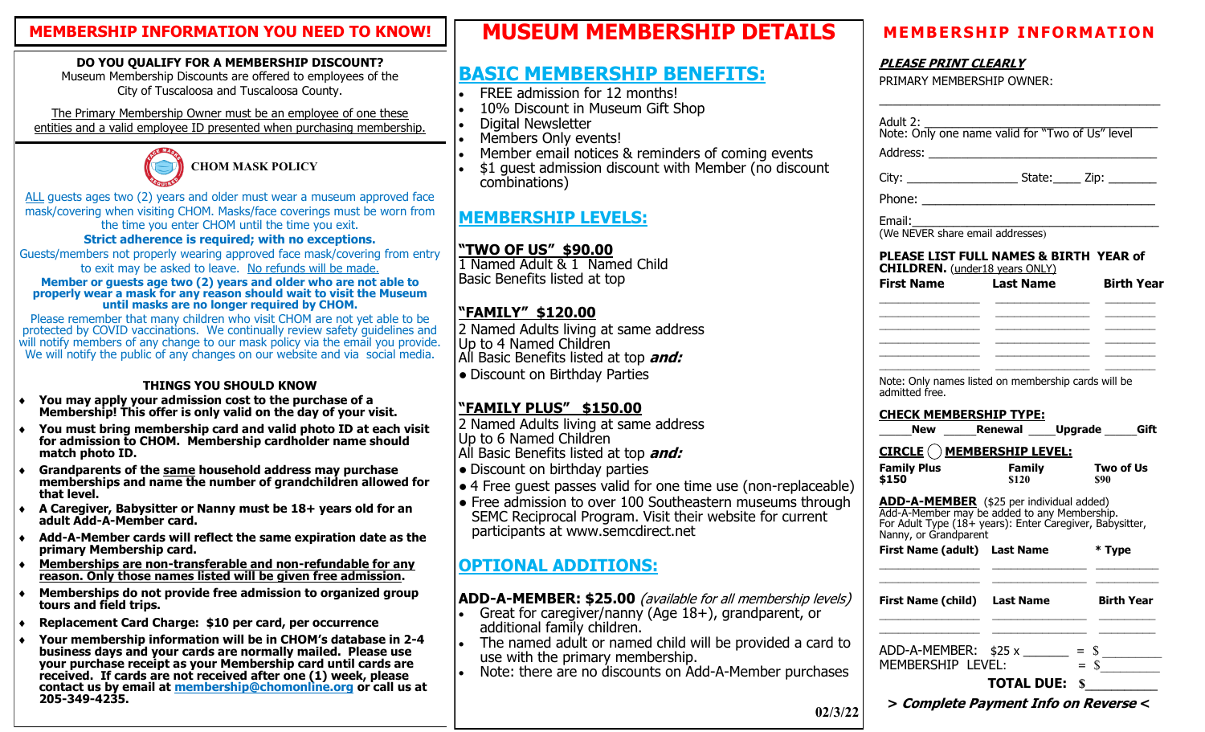## MEMBERSHIP INFORMATION YOU NEED TO KNOW!

**DO YOU QUALIFY FOR A MEMBERSHIP DISCOUNT?**

Museum Membership Discounts are offered to employees of the City of Tuscaloosa and Tuscaloosa County.

The Primary Membership Owner must be an employee of one these entities and a valid employee ID presented when purchasing membership.

**CHOM MASK POLICY**

ALL guests ages two (2) years and older must wear a museum approved face mask/covering when visiting CHOM. Masks/face coverings must be worn from the time you enter CHOM until the time you exit.

**Strict adherence is required; with no exceptions.**

Guests/members not properly wearing approved face mask/covering from entry to exit may be asked to leave. No refunds will be made.

**Member or guests age two (2) years and older who are not able to properly wear a mask for any reason should wait to visit the Museum until masks are no longer required by CHOM.**

Please remember that many children who visit CHOM are not yet able to be protected by COVID vaccinations. We continually review safety guidelines and will notify members of any change to our mask policy via the email you provide. We will notify the public of any changes on our website and via social media.

**THINGS YOU SHOULD KNOW**

- **You may apply your admission cost to the purchase of a Membership! This offer is only valid on the day of your visit.**
- **You must bring membership card and valid photo ID at each visit for admission to CHOM. Membership cardholder name should match photo ID.**
- **Grandparents of the same household address may purchase memberships and name the number of grandchildren allowed for that level.**
- **A Caregiver, Babysitter or Nanny must be 18+ years old for an adult Add-A-Member card.**
- **Add-A-Member cards will reflect the same expiration date as the primary Membership card.**
- **Memberships are non-transferable and non-refundable for any reason. Only those names listed will be given free admission.**
- **Memberships do not provide free admission to organized group tours and field trips.**
- **Replacement Card Charge: $10 per card, per occurrence**
- **Your membership information will be in CHOM's database in 2-4 business days and your cards are normally mailed. Please use your purchase receipt as your Membership card until cards are received. If cards are not received after one (1) week, please contact us by email at membership@chomonline.org or call us at 205-349-4235.**

# MUSEUM MEMBERSHIP DETAILS

## BASIC MEMBERSHIP BENEFITS:

- FREE admission for 12 months!
- 10% Discount in Museum Gift Shop
- Digital Newsletter
- Members Only events!
- Member email notices & reminders of coming events
- $1 guest admission discount with Member (no discount combinations)

## MEMBERSHIP LEVELS:

**"TWO OF US" $90.00**

1 Named Adult & 1 Named Child
Basic Benefits listed at top

**"FAMILY" $120.00**

2 Named Adults living at same address
Up to 4 Named Children
All Basic Benefits listed at top ***and:***

- Discount on Birthday Parties

**"FAMILY PLUS" $150.00**

2 Named Adults living at same address
Up to 6 Named Children
All Basic Benefits listed at top ***and:***

- Discount on birthday parties
- 4 Free guest passes valid for one time use (non-replaceable)
- Free admission to over 100 Southeastern museums through SEMC Reciprocal Program. Visit their website for current participants at www.semcdirect.net

## OPTIONAL ADDITIONS:

**ADD-A-MEMBER: $25.00** *(available for all membership levels)*

- Great for caregiver/nanny (Age 18+), grandparent, or additional family children.
- The named adult or named child will be provided a card to use with the primary membership.
- Note: there are no discounts on Add-A-Member purchases

02/3/22

## MEMBERSHIP INFORMATION

***PLEASE PRINT CLEARLY***

PRIMARY MEMBERSHIP OWNER: ______________________

Adult 2: ______________________
Note: Only one name valid for "Two of Us" level

Address: ______________________

City: ____________ State:____ Zip: ______

Phone: ______________________

Email: ______________________
(We NEVER share email addresses)

**PLEASE LIST FULL NAMES & BIRTH YEAR of CHILDREN.** (under18 years ONLY)

| First Name | Last Name | Birth Year |
|---|---|---|
| | | |
| | | |
| | | |
| | | |
| | | |
| | | |

Note: Only names listed on membership cards will be admitted free.

**CHECK MEMBERSHIP TYPE:**

____**New** ____**Renewal** ____**Upgrade** ____**Gift**

**CIRCLE ◯ MEMBERSHIP LEVEL:**

| Family Plus | Family | Two of Us |
|---|---|---|
| $150 | $120 | $90 |

**ADD-A-MEMBER** ($25 per individual added)
Add-A-Member may be added to any Membership.
For Adult Type (18+ years): Enter Caregiver, Babysitter, Nanny, or Grandparent

| First Name (adult) | Last Name | * Type |
|---|---|---|
| | | |
| | | |

| First Name (child) | Last Name | Birth Year |
|---|---|---|
| | | |
| | | |

ADD-A-MEMBER: $25 x ______ = $________
MEMBERSHIP LEVEL: = $________

**TOTAL DUE: $________**

***> Complete Payment Info on Reverse <***